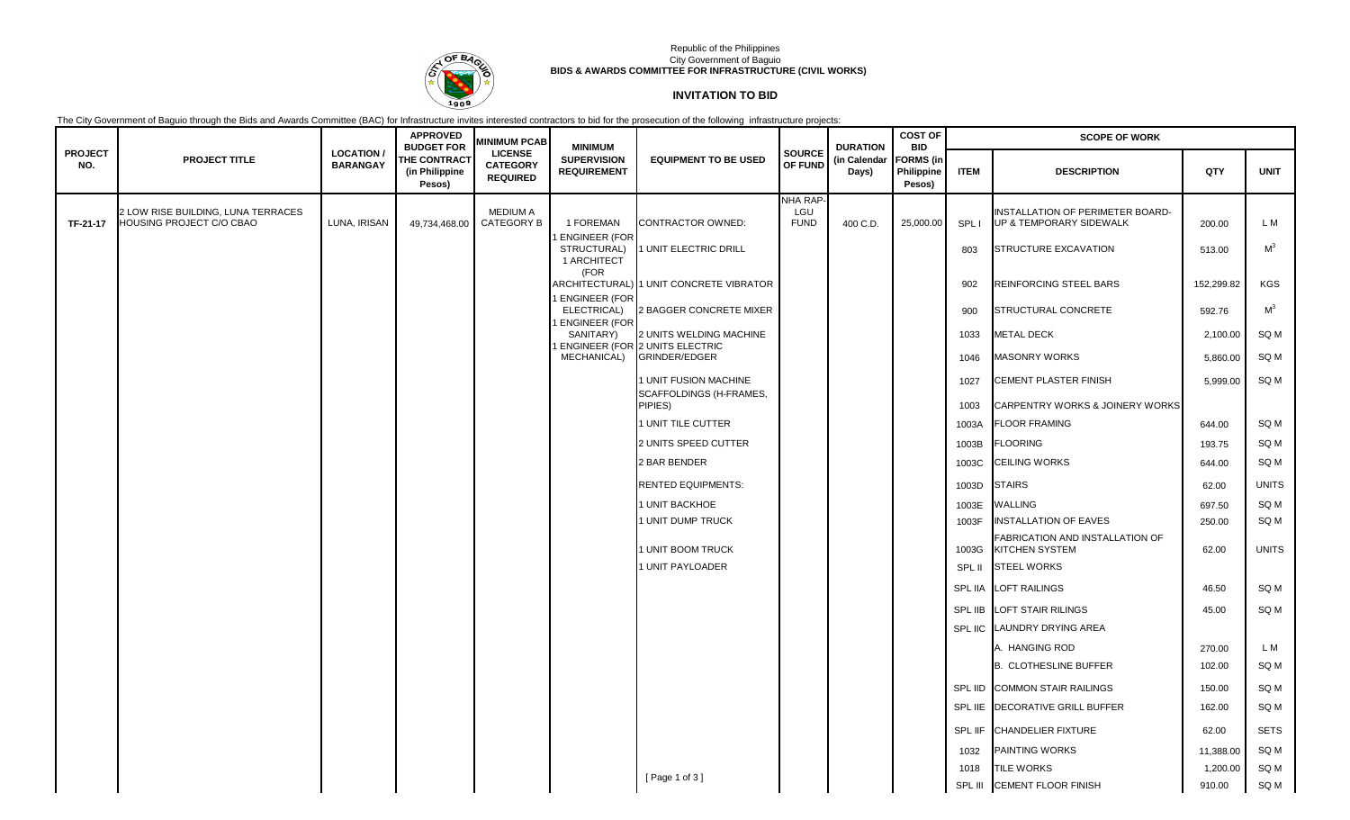Republic of the Philippines
City Government of Baguio
**BIDS & AWARDS COMMITTEE FOR INFRASTRUCTURE (CIVIL WORKS)**

## INVITATION TO BID

The City Government of Baguio through the Bids and Awards Committee (BAC) for Infrastructure invites interested contractors to bid for the prosecution of the following infrastructure projects:

| PROJECT NO. | PROJECT TITLE | LOCATION / BARANGAY | APPROVED BUDGET FOR THE CONTRACT (in Philippine Pesos) | MINIMUM PCAB LICENSE CATEGORY REQUIRED | MINIMUM SUPERVISION REQUIREMENT | EQUIPMENT TO BE USED | SOURCE OF FUND | DURATION (in Calendar Days) | COST OF BID FORMS (in Philippine Pesos) | SCOPE OF WORK | | | |
|---|---|---|---|---|---|---|---|---|---|---|---|---|---|
| | | | | | | | | | | ITEM | DESCRIPTION | QTY | UNIT |
| TF-21-17 | 2 LOW RISE BUILDING, LUNA TERRACES HOUSING PROJECT C/O CBAO | LUNA, IRISAN | 49,734,468.00 | MEDIUM A CATEGORY B | 1 FOREMAN | CONTRACTOR OWNED: | NHA RAP-LGU FUND | 400 C.D. | 25,000.00 | SPL I | INSTALLATION OF PERIMETER BOARD-UP & TEMPORARY SIDEWALK | 200.00 | L M |
| | | | | | 1 ENGINEER (FOR STRUCTURAL) | 1 UNIT ELECTRIC DRILL | | | | 803 | STRUCTURE EXCAVATION | 513.00 | $M^3$ |
| | | | | | 1 ARCHITECT (FOR ARCHITECTURAL) | 1 UNIT CONCRETE VIBRATOR | | | | 902 | REINFORCING STEEL BARS | 152,299.82 | KGS |
| | | | | | 1 ENGINEER (FOR ELECTRICAL) | 2 BAGGER CONCRETE MIXER | | | | 900 | STRUCTURAL CONCRETE | 592.76 | $M^3$ |
| | | | | | 1 ENGINEER (FOR SANITARY) | 2 UNITS WELDING MACHINE | | | | 1033 | METAL DECK | 2,100.00 | SQ M |
| | | | | | 1 ENGINEER (FOR MECHANICAL) | 2 UNITS ELECTRIC GRINDER/EDGER | | | | 1046 | MASONRY WORKS | 5,860.00 | SQ M |
| | | | | | | 1 UNIT FUSION MACHINE | | | | 1027 | CEMENT PLASTER FINISH | 5,999.00 | SQ M |
| | | | | | | SCAFFOLDINGS (H-FRAMES, PIPIES) | | | | 1003 | CARPENTRY WORKS & JOINERY WORKS | | |
| | | | | | | 1 UNIT TILE CUTTER | | | | 1003A | FLOOR FRAMING | 644.00 | SQ M |
| | | | | | | 2 UNITS SPEED CUTTER | | | | 1003B | FLOORING | 193.75 | SQ M |
| | | | | | | 2 BAR BENDER | | | | 1003C | CEILING WORKS | 644.00 | SQ M |
| | | | | | | RENTED EQUIPMENTS: | | | | 1003D | STAIRS | 62.00 | UNITS |
| | | | | | | 1 UNIT BACKHOE | | | | 1003E | WALLING | 697.50 | SQ M |
| | | | | | | 1 UNIT DUMP TRUCK | | | | 1003F | INSTALLATION OF EAVES | 250.00 | SQ M |
| | | | | | | 1 UNIT BOOM TRUCK | | | | 1003G | FABRICATION AND INSTALLATION OF KITCHEN SYSTEM | 62.00 | UNITS |
| | | | | | | 1 UNIT PAYLOADER | | | | SPL II | STEEL WORKS | | |
| | | | | | | | | | | SPL IIA | LOFT RAILINGS | 46.50 | SQ M |
| | | | | | | | | | | SPL IIB | LOFT STAIR RILINGS | 45.00 | SQ M |
| | | | | | | | | | | SPL IIC | LAUNDRY DRYING AREA | | |
| | | | | | | | | | | | A. HANGING ROD | 270.00 | L M |
| | | | | | | | | | | | B. CLOTHESLINE BUFFER | 102.00 | SQ M |
| | | | | | | | | | | SPL IID | COMMON STAIR RAILINGS | 150.00 | SQ M |
| | | | | | | | | | | SPL IIE | DECORATIVE GRILL BUFFER | 162.00 | SQ M |
| | | | | | | | | | | SPL IIF | CHANDELIER FIXTURE | 62.00 | SETS |
| | | | | | | | | | | 1032 | PAINTING WORKS | 11,388.00 | SQ M |
| | | | | | | | | | | 1018 | TILE WORKS | 1,200.00 | SQ M |
| | | | | | | | | | | SPL III | CEMENT FLOOR FINISH | 910.00 | SQ M |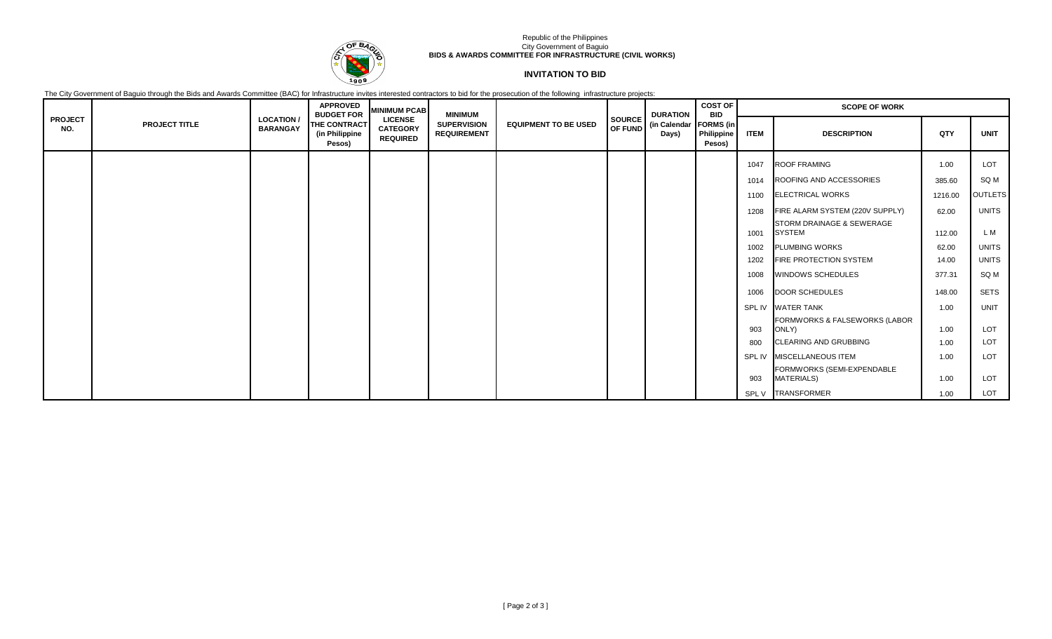Republic of the Philippines
City Government of Baguio
**BIDS & AWARDS COMMITTEE FOR INFRASTRUCTURE (CIVIL WORKS)**

## INVITATION TO BID

The City Government of Baguio through the Bids and Awards Committee (BAC) for Infrastructure invites interested contractors to bid for the prosecution of the following infrastructure projects:

| PROJECT NO. | PROJECT TITLE | LOCATION / BARANGAY | APPROVED BUDGET FOR THE CONTRACT (in Philippine Pesos) | MINIMUM PCAB LICENSE CATEGORY REQUIRED | MINIMUM SUPERVISION REQUIREMENT | EQUIPMENT TO BE USED | SOURCE OF FUND | DURATION (in Calendar Days) | COST OF BID FORMS (in Philippine Pesos) | SCOPE OF WORK | | | |
|---|---|---|---|---|---|---|---|---|---|---|---|---|---|
| | | | | | | | | | | ITEM | DESCRIPTION | QTY | UNIT |
| | | | | | | | | | | 1047 | ROOF FRAMING | 1.00 | LOT |
| | | | | | | | | | | 1014 | ROOFING AND ACCESSORIES | 385.60 | SQ M |
| | | | | | | | | | | 1100 | ELECTRICAL WORKS | 1216.00 | OUTLETS |
| | | | | | | | | | | 1208 | FIRE ALARM SYSTEM (220V SUPPLY) | 62.00 | UNITS |
| | | | | | | | | | | 1001 | STORM DRAINAGE & SEWERAGE SYSTEM | 112.00 | L M |
| | | | | | | | | | | 1002 | PLUMBING WORKS | 62.00 | UNITS |
| | | | | | | | | | | 1202 | FIRE PROTECTION SYSTEM | 14.00 | UNITS |
| | | | | | | | | | | 1008 | WINDOWS SCHEDULES | 377.31 | SQ M |
| | | | | | | | | | | 1006 | DOOR SCHEDULES | 148.00 | SETS |
| | | | | | | | | | | SPL IV | WATER TANK | 1.00 | UNIT |
| | | | | | | | | | | 903 | FORMWORKS & FALSEWORKS (LABOR ONLY) | 1.00 | LOT |
| | | | | | | | | | | 800 | CLEARING AND GRUBBING | 1.00 | LOT |
| | | | | | | | | | | SPL IV | MISCELLANEOUS ITEM | 1.00 | LOT |
| | | | | | | | | | | 903 | FORMWORKS (SEMI-EXPENDABLE MATERIALS) | 1.00 | LOT |
| | | | | | | | | | | SPL V | TRANSFORMER | 1.00 | LOT |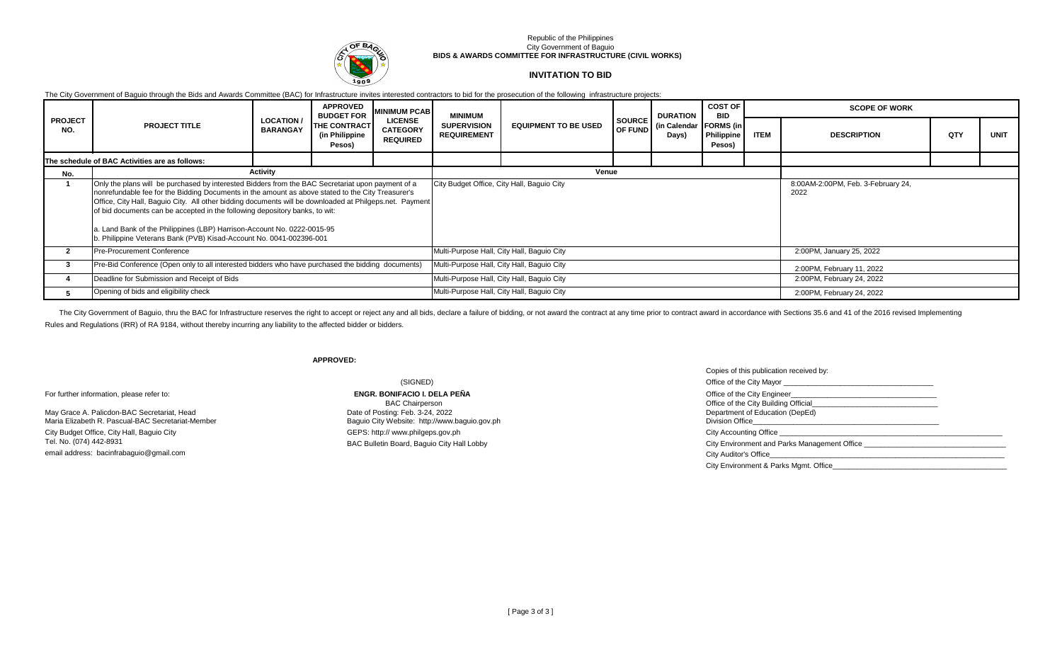Republic of the Philippines
City Government of Baguio
**BIDS & AWARDS COMMITTEE FOR INFRASTRUCTURE (CIVIL WORKS)**

## INVITATION TO BID

The City Government of Baguio through the Bids and Awards Committee (BAC) for Infrastructure invites interested contractors to bid for the prosecution of the following infrastructure projects:

| PROJECT NO. | PROJECT TITLE | LOCATION / BARANGAY | APPROVED BUDGET FOR THE CONTRACT (in Philippine Pesos) | MINIMUM PCAB LICENSE CATEGORY REQUIRED | MINIMUM SUPERVISION REQUIREMENT | EQUIPMENT TO BE USED | SOURCE OF FUND | DURATION (in Calendar Days) | COST OF BID FORMS (in Philippine Pesos) | SCOPE OF WORK: ITEM | DESCRIPTION | QTY | UNIT |
|---|---|---|---|---|---|---|---|---|---|---|---|---|---|

The schedule of BAC Activities are as follows:

| No. | Activity | Venue | |
|---|---|---|---|
| 1 | Only the plans will be purchased by interested Bidders from the BAC Secretariat upon payment of a nonrefundable fee for the Bidding Documents in the amount as above stated to the City Treasurer's Office, City Hall, Baguio City. All other bidding documents will be downloaded at Philgeps.net. Payment of bid documents can be accepted in the following depository banks, to wit:<br><br>a. Land Bank of the Philippines (LBP) Harrison-Account No. 0222-0015-95<br>b. Philippine Veterans Bank (PVB) Kisad-Account No. 0041-002396-001 | City Budget Office, City Hall, Baguio City | 8:00AM-2:00PM, Feb. 3-February 24, 2022 |
| 2 | Pre-Procurement Conference | Multi-Purpose Hall, City Hall, Baguio City | 2:00PM, January 25, 2022 |
| 3 | Pre-Bid Conference (Open only to all interested bidders who have purchased the bidding documents) | Multi-Purpose Hall, City Hall, Baguio City | 2:00PM, February 11, 2022 |
| 4 | Deadline for Submission and Receipt of Bids | Multi-Purpose Hall, City Hall, Baguio City | 2:00PM, February 24, 2022 |
| 5 | Opening of bids and eligibility check | Multi-Purpose Hall, City Hall, Baguio City | 2:00PM, February 24, 2022 |

The City Government of Baguio, thru the BAC for Infrastructure reserves the right to accept or reject any and all bids, declare a failure of bidding, or not award the contract at any time prior to contract award in accordance with Sections 35.6 and 41 of the 2016 revised Implementing Rules and Regulations (IRR) of RA 9184, without thereby incurring any liability to the affected bidder or bidders.

**APPROVED:**

(SIGNED)
**ENGR. BONIFACIO I. DELA PEÑA**
BAC Chairperson
Date of Posting: Feb. 3-24, 2022
Baguio City Website: http://www.baguio.gov.ph
GEPS: http:// www.philgeps.gov.ph
BAC Bulletin Board, Baguio City Hall Lobby

For further information, please refer to:

May Grace A. Palicdon-BAC Secretariat, Head
Maria Elizabeth R. Pascual-BAC Secretariat-Member
City Budget Office, City Hall, Baguio City
Tel. No. (074) 442-8931
email address: bacinfrabaguio@gmail.com

Copies of this publication received by:

Office of the City Mayor ____________________
Office of the City Engineer____________________
Office of the City Building Official____________________
Department of Education (DepEd)
Division Office____________________
City Accounting Office ____________________
City Environment and Parks Management Office ____________________
City Auditor's Office____________________
City Environment & Parks Mgmt. Office____________________